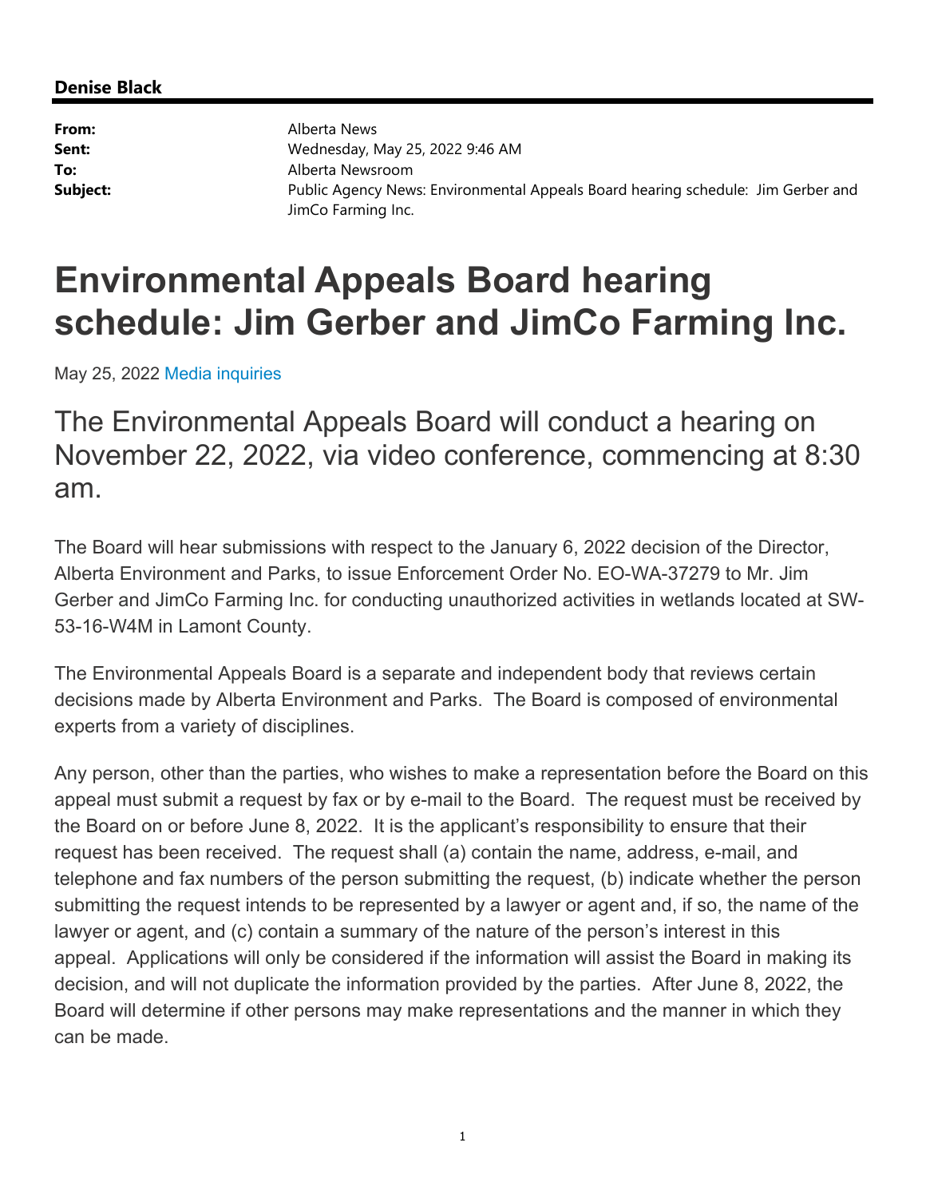**Denise Black**

| | |
|---|---|
| **From:** | Alberta News |
| **Sent:** | Wednesday, May 25, 2022 9:46 AM |
| **To:** | Alberta Newsroom |
| **Subject:** | Public Agency News: Environmental Appeals Board hearing schedule: Jim Gerber and JimCo Farming Inc. |

# Environmental Appeals Board hearing schedule: Jim Gerber and JimCo Farming Inc.

May 25, 2022 Media inquiries

## The Environmental Appeals Board will conduct a hearing on November 22, 2022, via video conference, commencing at 8:30 am.

The Board will hear submissions with respect to the January 6, 2022 decision of the Director, Alberta Environment and Parks, to issue Enforcement Order No. EO-WA-37279 to Mr. Jim Gerber and JimCo Farming Inc. for conducting unauthorized activities in wetlands located at SW-53-16-W4M in Lamont County.

The Environmental Appeals Board is a separate and independent body that reviews certain decisions made by Alberta Environment and Parks. The Board is composed of environmental experts from a variety of disciplines.

Any person, other than the parties, who wishes to make a representation before the Board on this appeal must submit a request by fax or by e-mail to the Board. The request must be received by the Board on or before June 8, 2022. It is the applicant's responsibility to ensure that their request has been received. The request shall (a) contain the name, address, e-mail, and telephone and fax numbers of the person submitting the request, (b) indicate whether the person submitting the request intends to be represented by a lawyer or agent and, if so, the name of the lawyer or agent, and (c) contain a summary of the nature of the person's interest in this appeal. Applications will only be considered if the information will assist the Board in making its decision, and will not duplicate the information provided by the parties. After June 8, 2022, the Board will determine if other persons may make representations and the manner in which they can be made.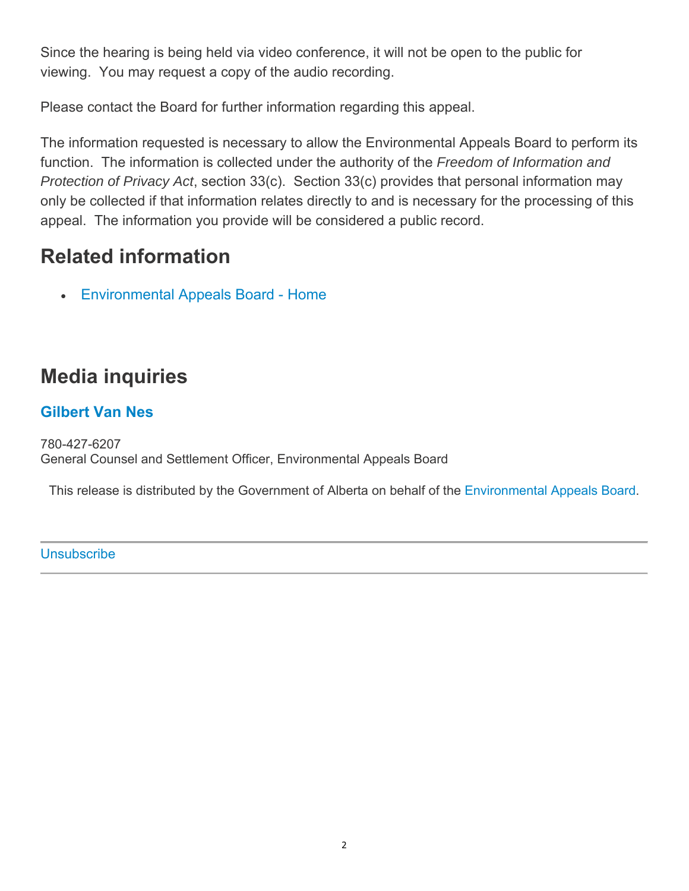Since the hearing is being held via video conference, it will not be open to the public for viewing. You may request a copy of the audio recording.

Please contact the Board for further information regarding this appeal.

The information requested is necessary to allow the Environmental Appeals Board to perform its function. The information is collected under the authority of the *Freedom of Information and Protection of Privacy Act*, section 33(c). Section 33(c) provides that personal information may only be collected if that information relates directly to and is necessary for the processing of this appeal. The information you provide will be considered a public record.

## Related information

- Environmental Appeals Board - Home

## Media inquiries

### Gilbert Van Nes

780-427-6207
General Counsel and Settlement Officer, Environmental Appeals Board

This release is distributed by the Government of Alberta on behalf of the Environmental Appeals Board.

Unsubscribe